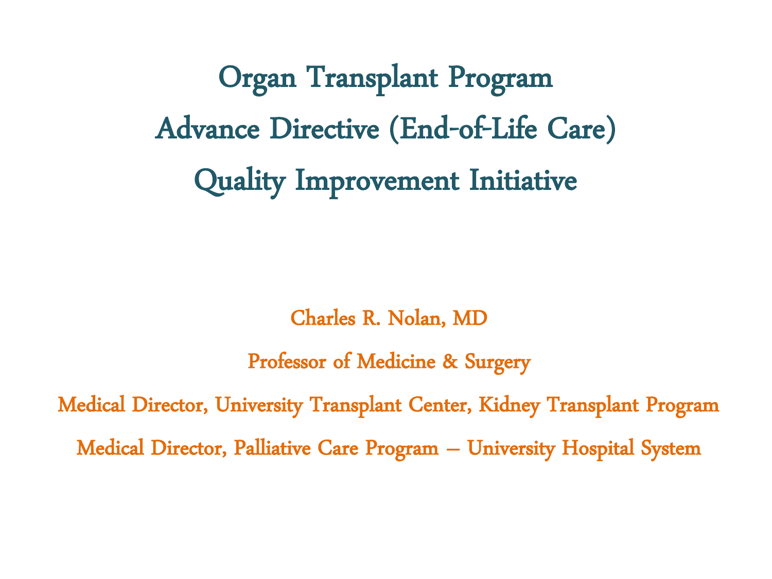# Organ Transplant Program
# Advance Directive (End-of-Life Care)
# Quality Improvement Initiative

Charles R. Nolan, MD

Professor of Medicine & Surgery

Medical Director, University Transplant Center, Kidney Transplant Program

Medical Director, Palliative Care Program – University Hospital System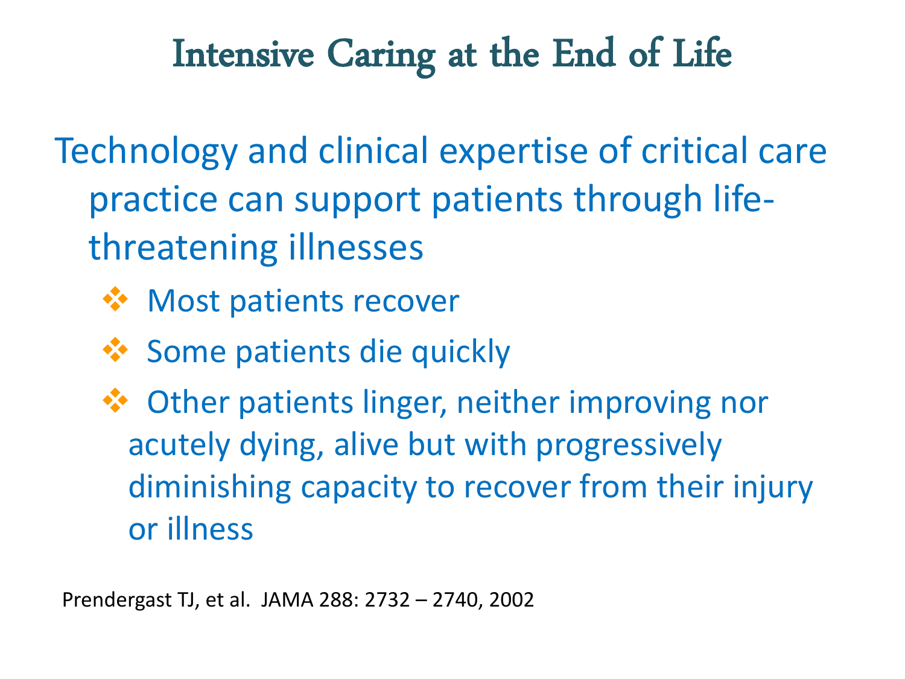# Intensive Caring at the End of Life

Technology and clinical expertise of critical care practice can support patients through life-threatening illnesses

- Most patients recover
- Some patients die quickly
- Other patients linger, neither improving nor acutely dying, alive but with progressively diminishing capacity to recover from their injury or illness

Prendergast TJ, et al. JAMA 288: 2732 – 2740, 2002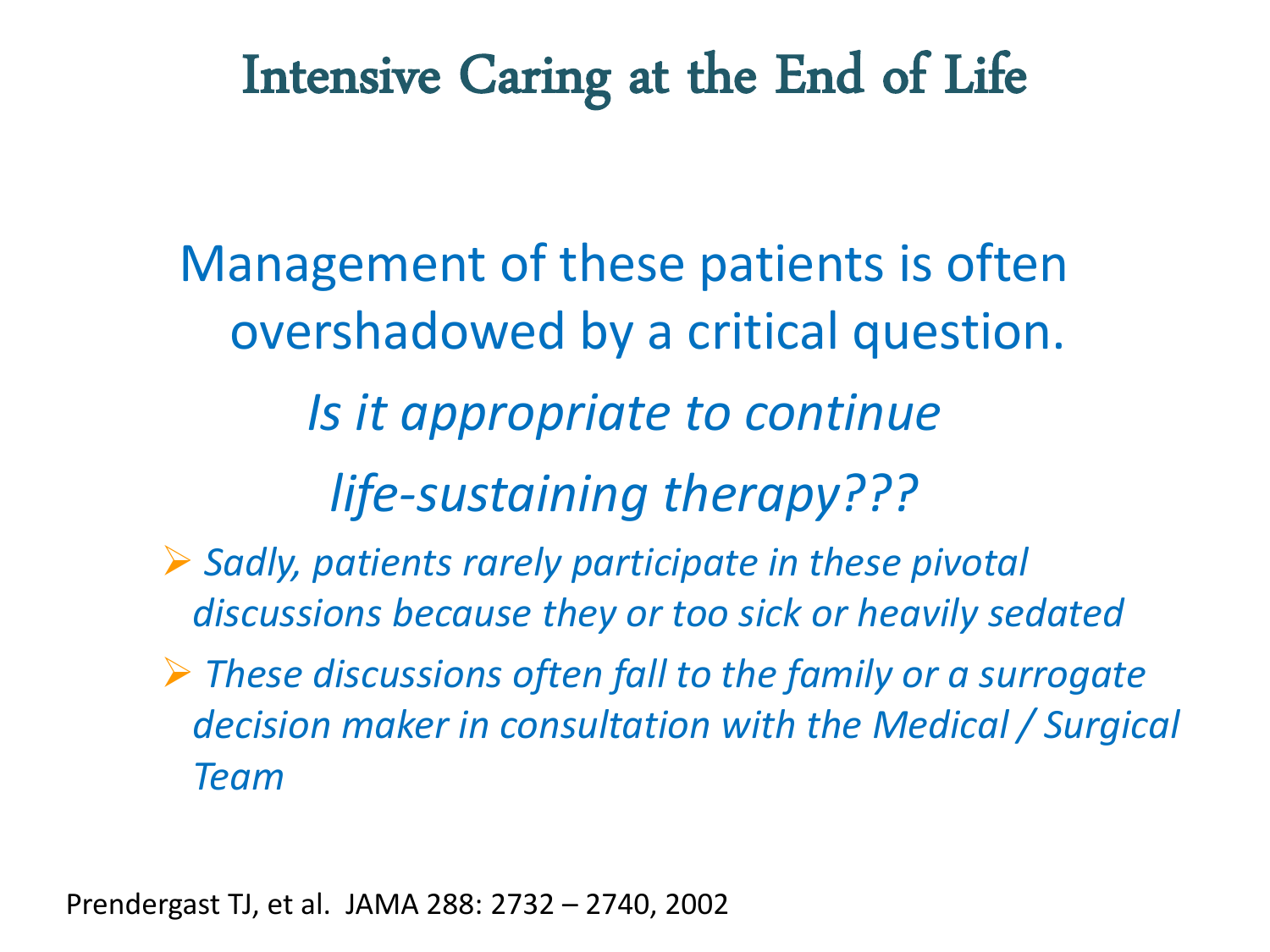# Intensive Caring at the End of Life

Management of these patients is often overshadowed by a critical question.

*Is it appropriate to continue*

*life-sustaining therapy???*

- *Sadly, patients rarely participate in these pivotal discussions because they or too sick or heavily sedated*
- *These discussions often fall to the family or a surrogate decision maker in consultation with the Medical / Surgical Team*

Prendergast TJ, et al. JAMA 288: 2732 – 2740, 2002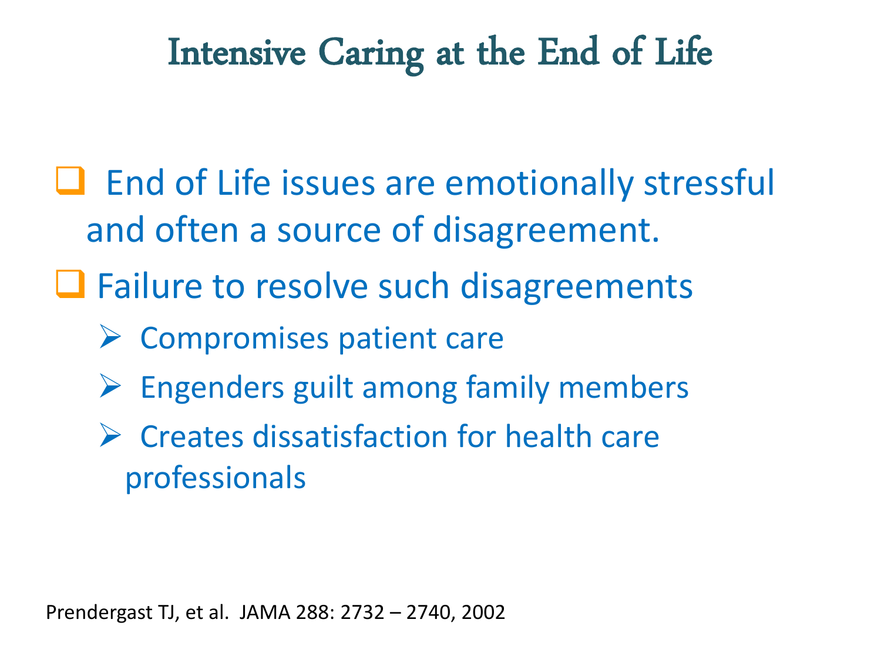# Intensive Caring at the End of Life

- End of Life issues are emotionally stressful and often a source of disagreement.
- Failure to resolve such disagreements
  - Compromises patient care
  - Engenders guilt among family members
  - Creates dissatisfaction for health care professionals

Prendergast TJ, et al. JAMA 288: 2732 – 2740, 2002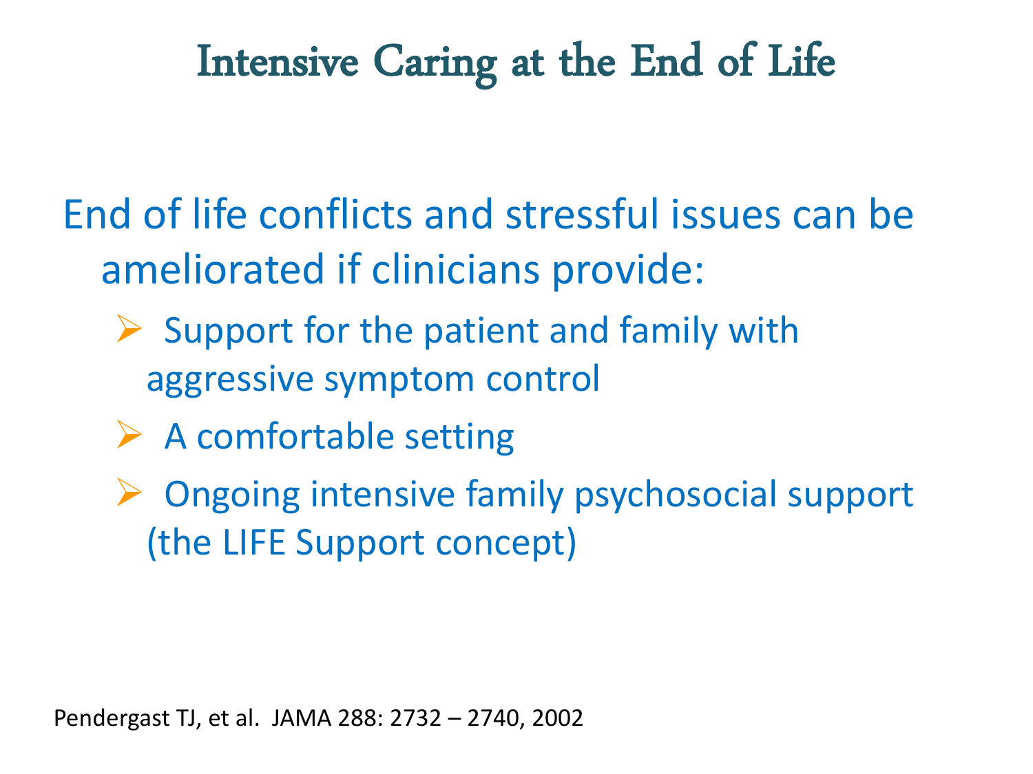# Intensive Caring at the End of Life

End of life conflicts and stressful issues can be ameliorated if clinicians provide:

- Support for the patient and family with aggressive symptom control
- A comfortable setting
- Ongoing intensive family psychosocial support (the LIFE Support concept)

Pendergast TJ, et al. JAMA 288: 2732 – 2740, 2002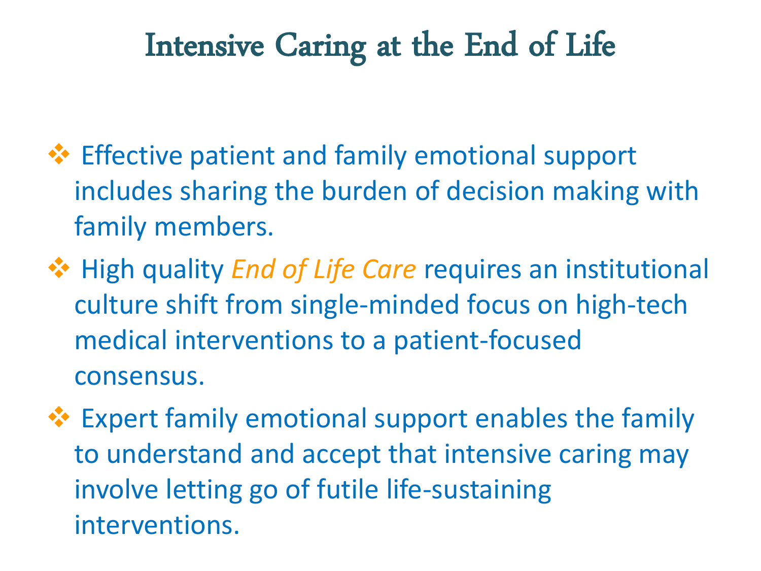# Intensive Caring at the End of Life

- Effective patient and family emotional support includes sharing the burden of decision making with family members.
- High quality *End of Life Care* requires an institutional culture shift from single-minded focus on high-tech medical interventions to a patient-focused consensus.
- Expert family emotional support enables the family to understand and accept that intensive caring may involve letting go of futile life-sustaining interventions.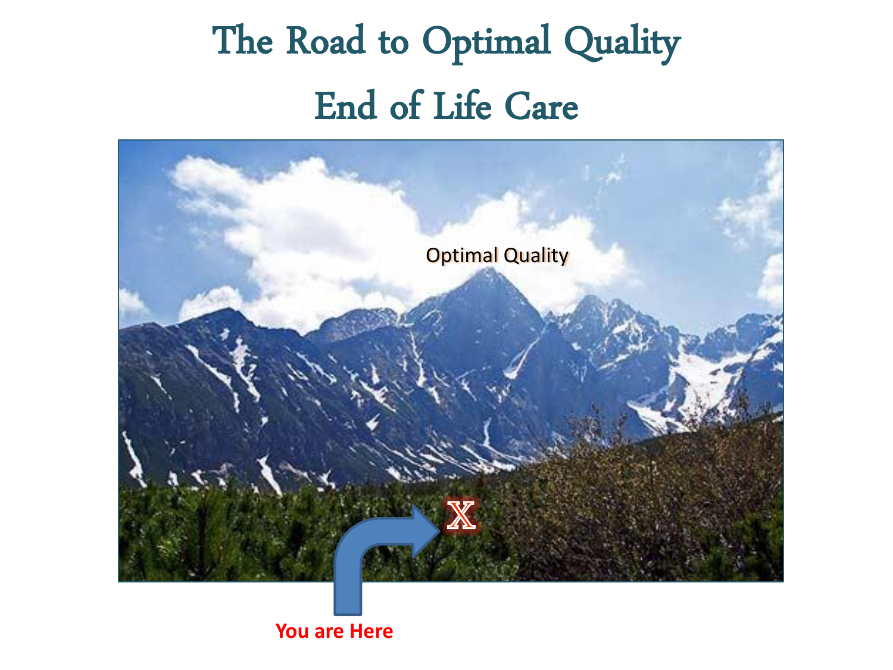# The Road to Optimal Quality

# End of Life Care

Optimal Quality

X

You are Here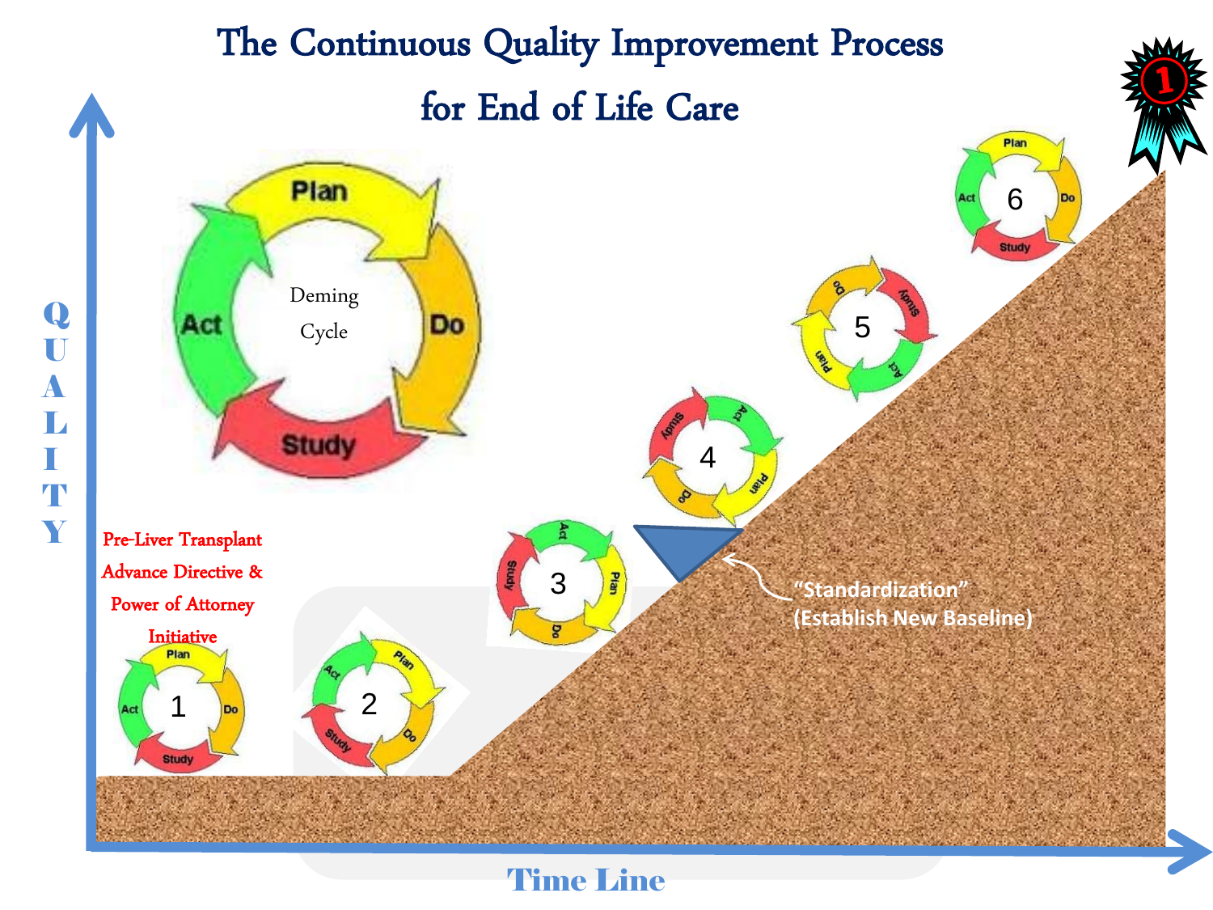# The Continuous Quality Improvement Process for End of Life Care

Deming Cycle

Plan — Do — Study — Act

QUALITY

Pre-Liver Transplant Advance Directive & Power of Attorney Initiative

1 2 3 4 5 6

"Standardization" (Establish New Baseline)

Time Line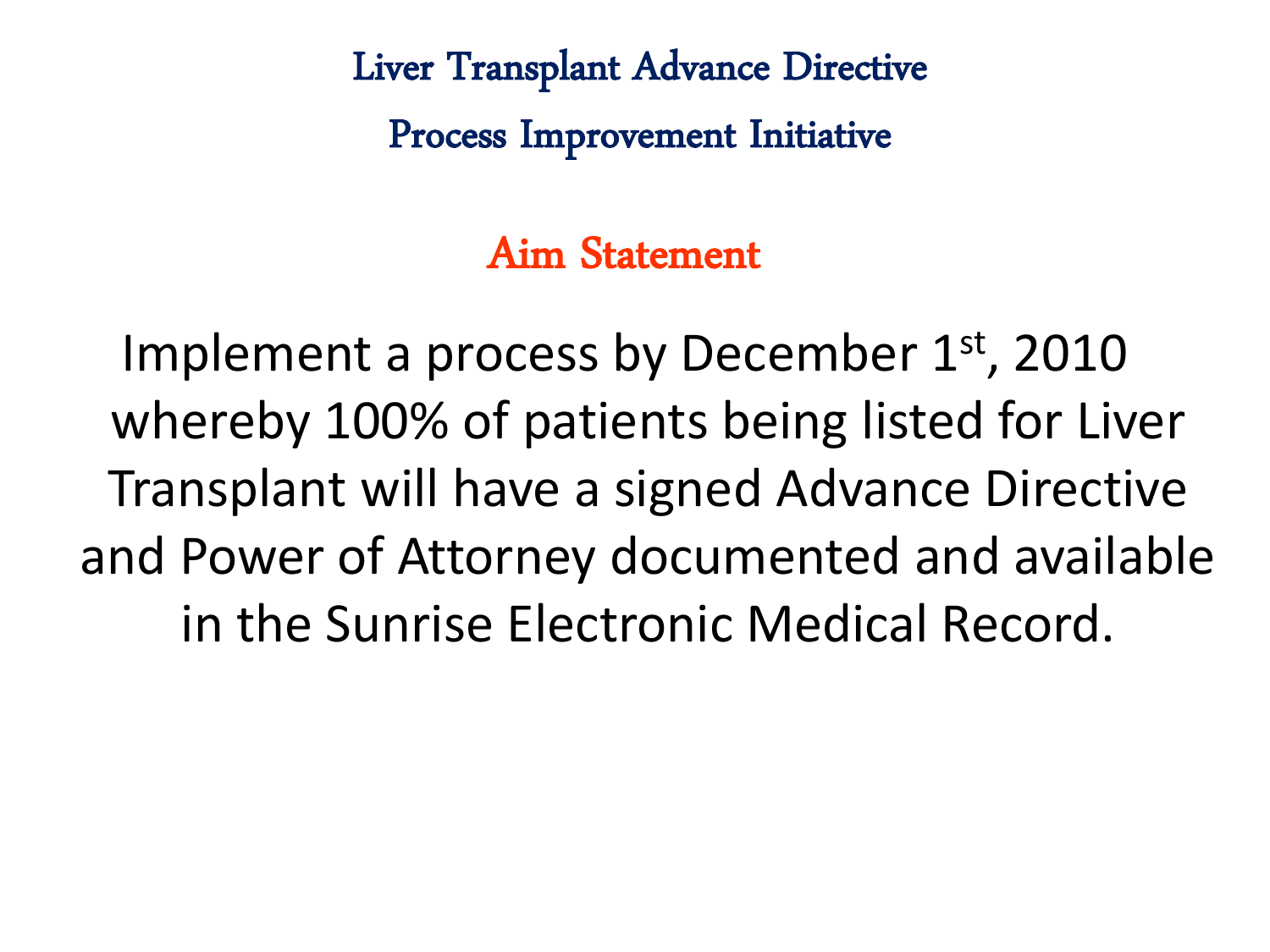# Liver Transplant Advance Directive

# Process Improvement Initiative

## Aim Statement

Implement a process by December 1st, 2010 whereby 100% of patients being listed for Liver Transplant will have a signed Advance Directive and Power of Attorney documented and available in the Sunrise Electronic Medical Record.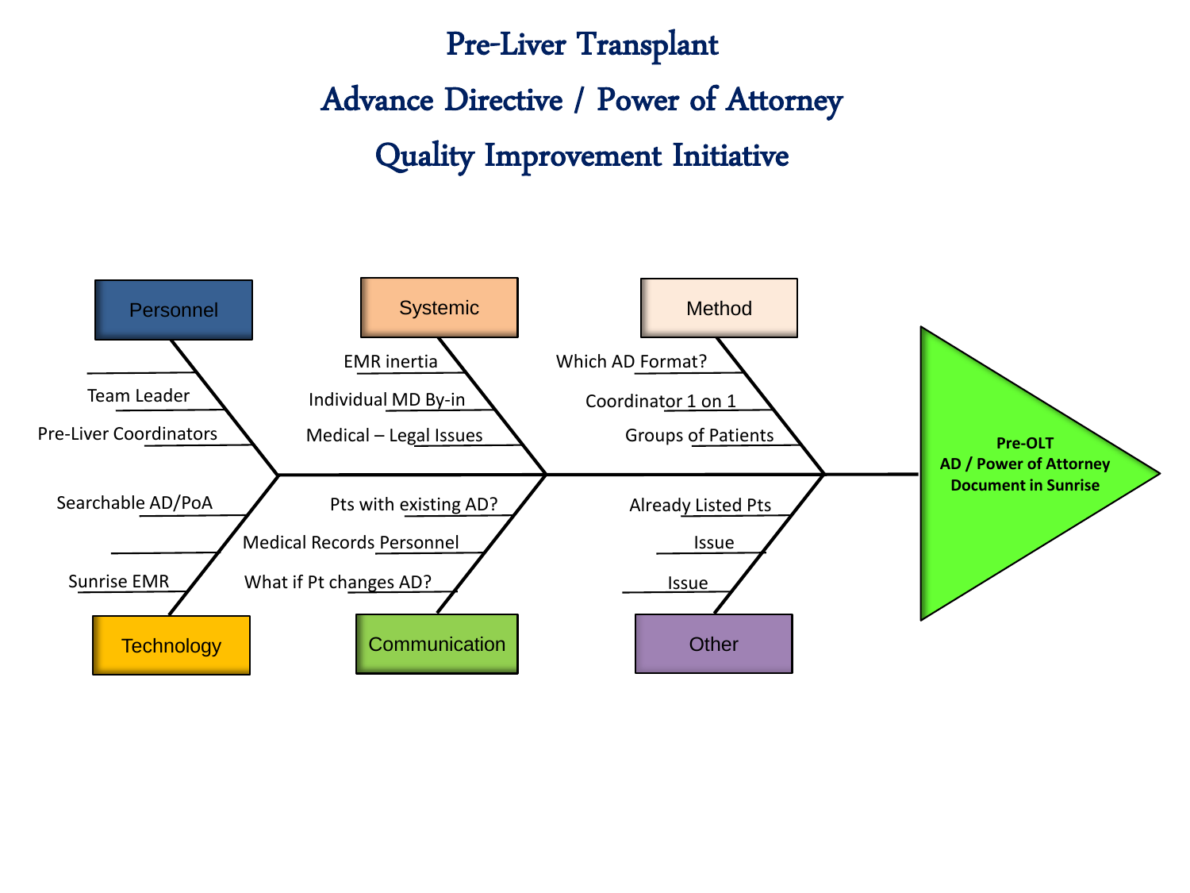# Pre-Liver Transplant
# Advance Directive / Power of Attorney
# Quality Improvement Initiative

**Effect:** Pre-OLT AD / Power of Attorney Document in Sunrise

**Personnel**
- Team Leader
- Pre-Liver Coordinators

**Systemic**
- EMR inertia
- Individual MD By-in
- Medical – Legal Issues

**Method**
- Which AD Format?
- Coordinator 1 on 1
- Groups of Patients

**Technology**
- Searchable AD/PoA
- Sunrise EMR

**Communication**
- Pts with existing AD?
- Medical Records Personnel
- What if Pt changes AD?

**Other**
- Already Listed Pts
- Issue
- Issue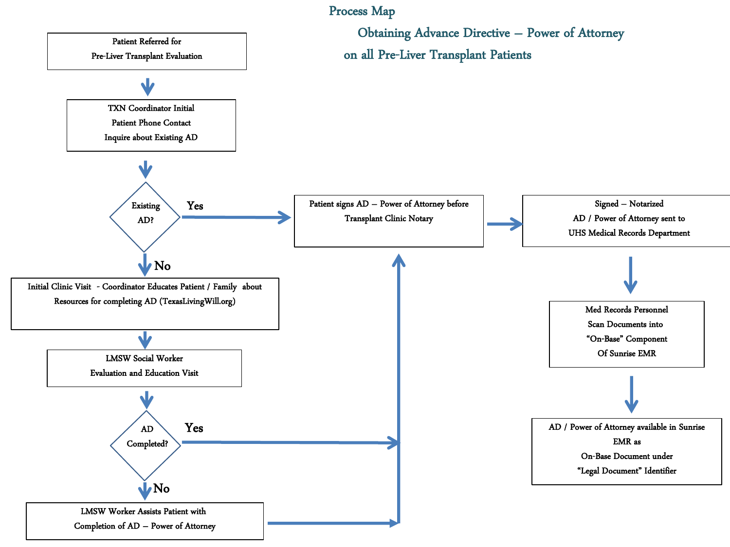# Process Map

## Obtaining Advance Directive – Power of Attorney on all Pre-Liver Transplant Patients

Patient Referred for Pre-Liver Transplant Evaluation

↓

TXN Coordinator Initial Patient Phone Contact Inquire about Existing AD

↓

**Existing AD?**

- **Yes** → Patient signs AD – Power of Attorney before Transplant Clinic Notary
- **No** ↓

Initial Clinic Visit - Coordinator Educates Patient / Family about Resources for completing AD (TexasLivingWill.org)

↓

LMSW Social Worker Evaluation and Education Visit

↓

**AD Completed?**

- **Yes** → Patient signs AD – Power of Attorney before Transplant Clinic Notary
- **No** ↓

LMSW Worker Assists Patient with Completion of AD – Power of Attorney → Patient signs AD – Power of Attorney before Transplant Clinic Notary

---

Patient signs AD – Power of Attorney before Transplant Clinic Notary

→

Signed – Notarized AD / Power of Attorney sent to UHS Medical Records Department

↓

Med Records Personnel Scan Documents into "On-Base" Component Of Sunrise EMR

↓

AD / Power of Attorney available in Sunrise EMR as On-Base Document under "Legal Document" Identifier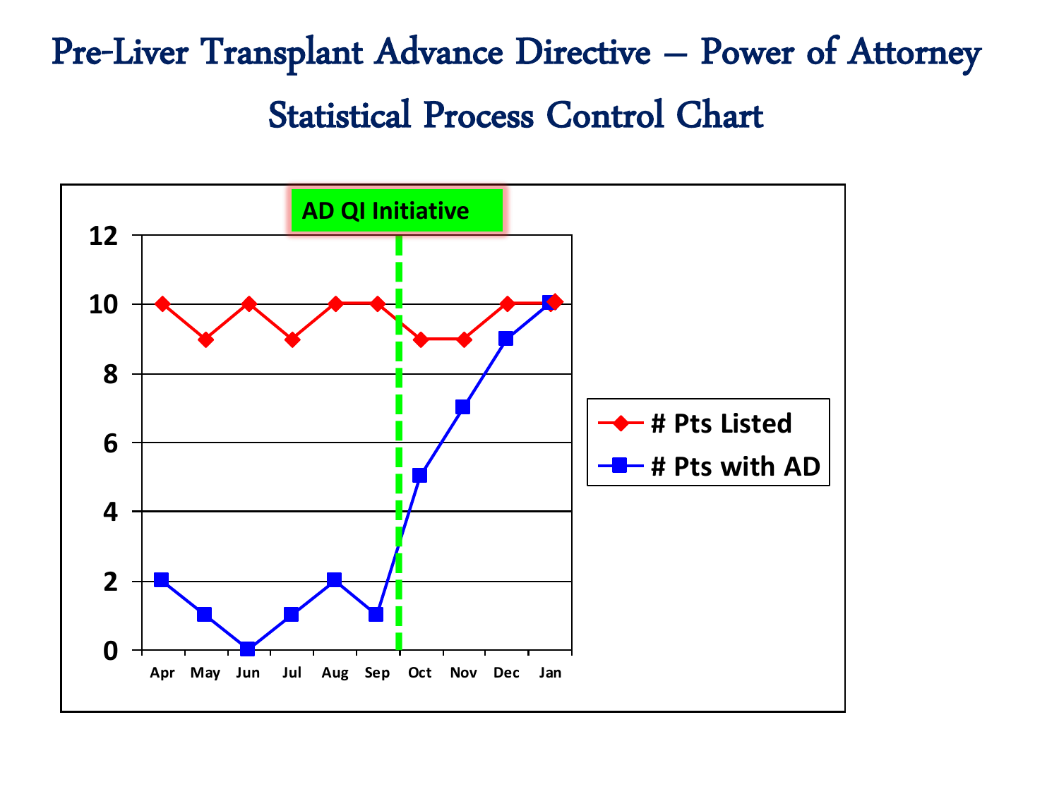# Pre-Liver Transplant Advance Directive – Power of Attorney

## Statistical Process Control Chart

AD QI Initiative

| Month | # Pts Listed | # Pts with AD |
|---|---|---|
| Apr | 10 | 2 |
| May | 9 | 1 |
| Jun | 10 | 0 |
| Jul | 9 | 1 |
| Aug | 10 | 2 |
| Sep | 10 | 1 |
| Oct | 9 | 5 |
| Nov | 9 | 7 |
| Dec | 10 | 9 |
| Jan | 10 | 10 |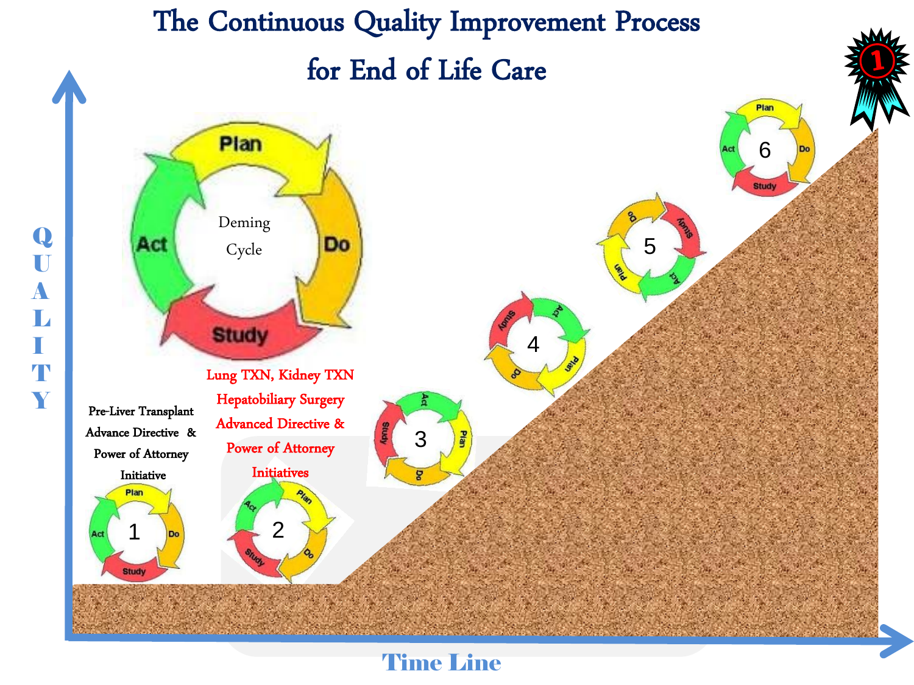# The Continuous Quality Improvement Process for End of Life Care

Deming Cycle

Plan — Do — Study — Act

QUALITY

Pre-Liver Transplant Advance Directive & Power of Attorney Initiative

Lung TXN, Kidney TXN Hepatobiliary Surgery Advanced Directive & Power of Attorney Initiatives

1 2 3 4 5 6

Time Line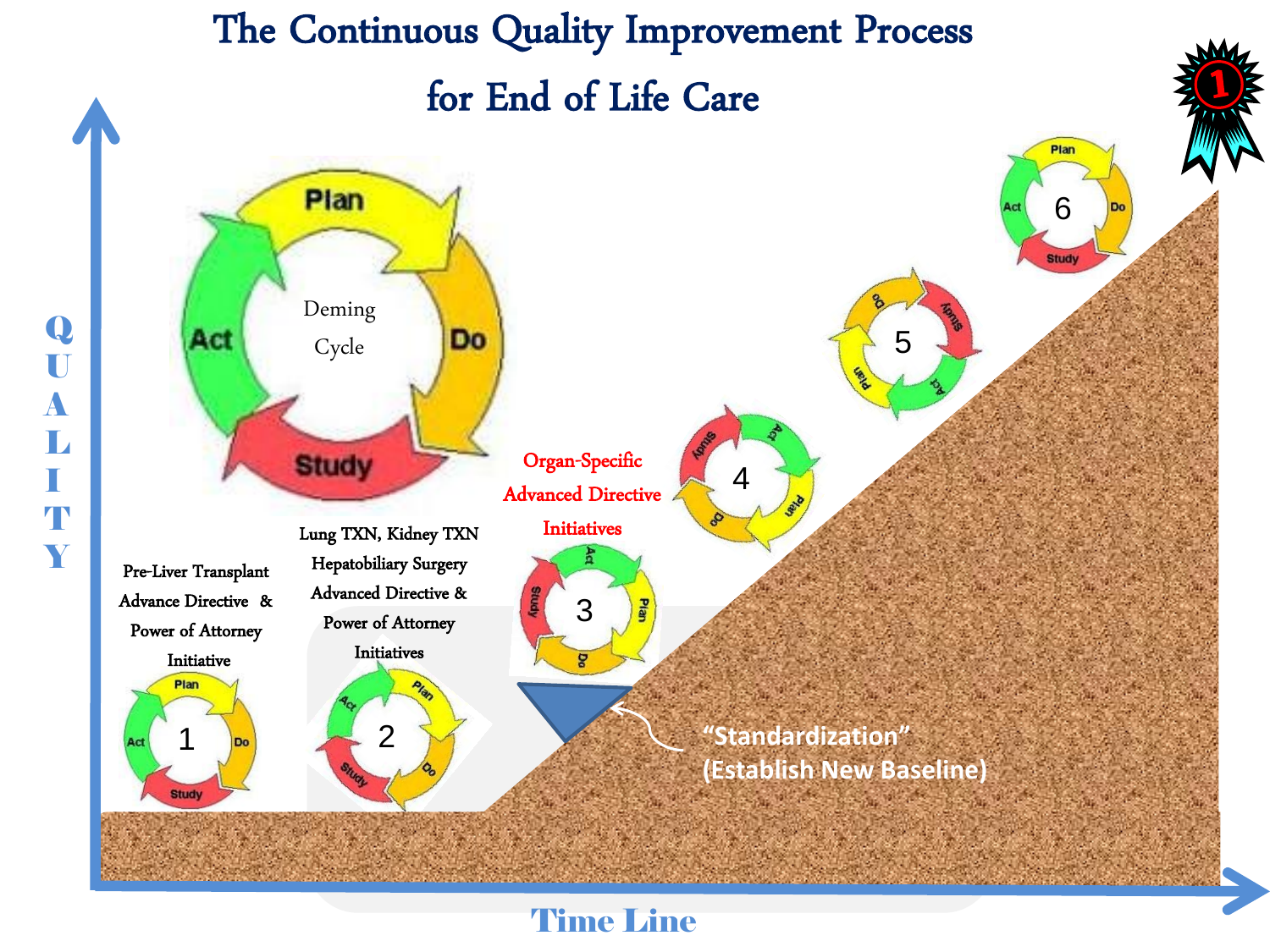# The Continuous Quality Improvement Process for End of Life Care

QUALITY

Deming Cycle

Plan · Do · Study · Act

Pre-Liver Transplant Advance Directive & Power of Attorney Initiative

1

Lung TXN, Kidney TXN Hepatobiliary Surgery Advanced Directive & Power of Attorney Initiatives

2

Organ-Specific Advanced Directive Initiatives

3

"Standardization" (Establish New Baseline)

4

5

6

Time Line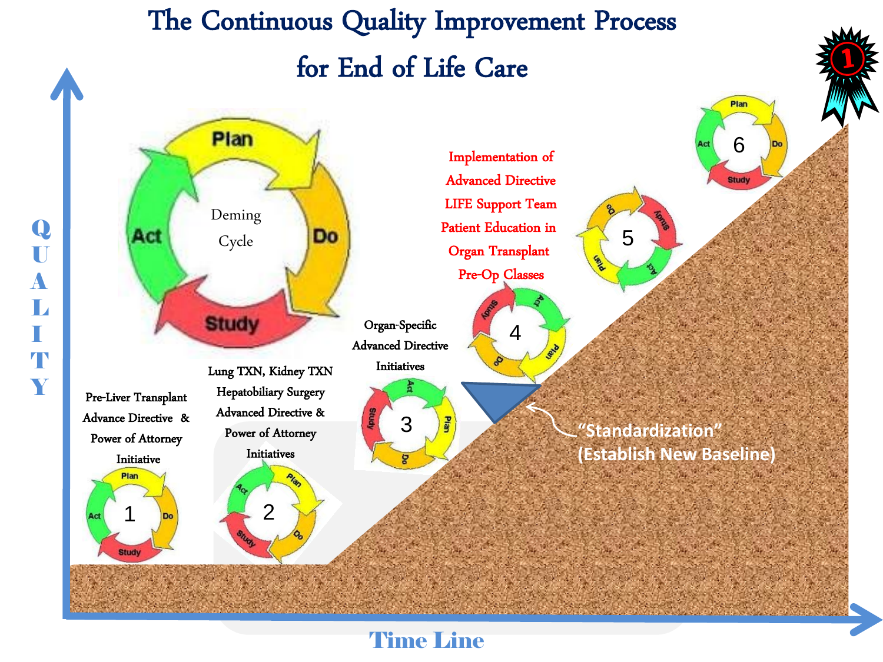# The Continuous Quality Improvement Process for End of Life Care

QUALITY

Deming Cycle

Plan — Do — Study — Act

1 — Pre-Liver Transplant Advance Directive & Power of Attorney Initiative

2 — Lung TXN, Kidney TXN Hepatobiliary Surgery Advanced Directive & Power of Attorney Initiatives

3 — Organ-Specific Advanced Directive Initiatives

4 — Implementation of Advanced Directive LIFE Support Team Patient Education in Organ Transplant Pre-Op Classes

"Standardization" (Establish New Baseline)

5

6

Time Line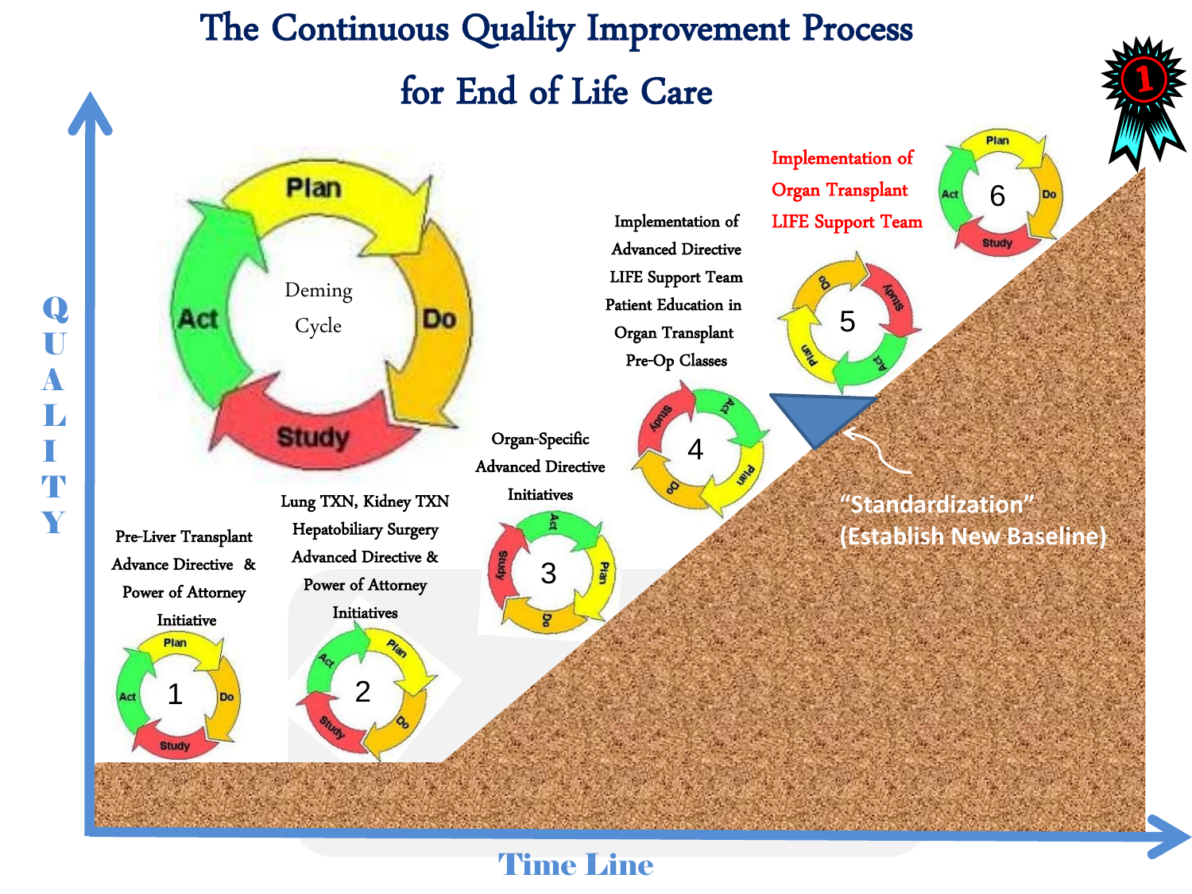# The Continuous Quality Improvement Process for End of Life Care

Deming Cycle

Plan — Do — Study — Act

QUALITY

Time Line

1. Pre-Liver Transplant Advance Directive & Power of Attorney Initiative
2. Lung TXN, Kidney TXN Hepatobiliary Surgery Advanced Directive & Power of Attorney Initiatives
3. Organ-Specific Advanced Directive Initiatives
4. Implementation of Advanced Directive LIFE Support Team Patient Education in Organ Transplant Pre-Op Classes
5. "Standardization" (Establish New Baseline)
6. Implementation of Organ Transplant LIFE Support Team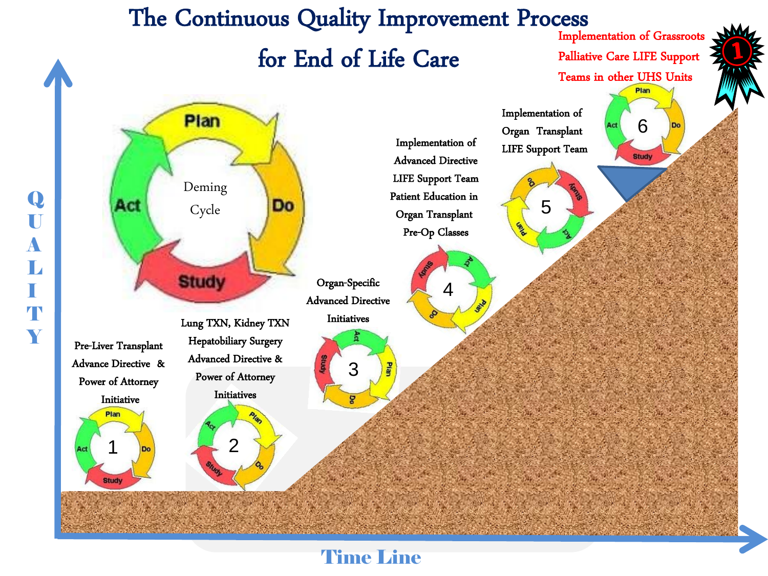# The Continuous Quality Improvement Process for End of Life Care

QUALITY

Time Line

Deming Cycle

Plan

Do

Study

Act

1

Pre-Liver Transplant Advance Directive & Power of Attorney Initiative

2

Lung TXN, Kidney TXN Hepatobiliary Surgery Advanced Directive & Power of Attorney Initiatives

3

Organ-Specific Advanced Directive Initiatives

4

Implementation of Advanced Directive LIFE Support Team Patient Education in Organ Transplant Pre-Op Classes

5

Implementation of Organ Transplant LIFE Support Team

6

Implementation of Grassroots Palliative Care LIFE Support Teams in other UHS Units